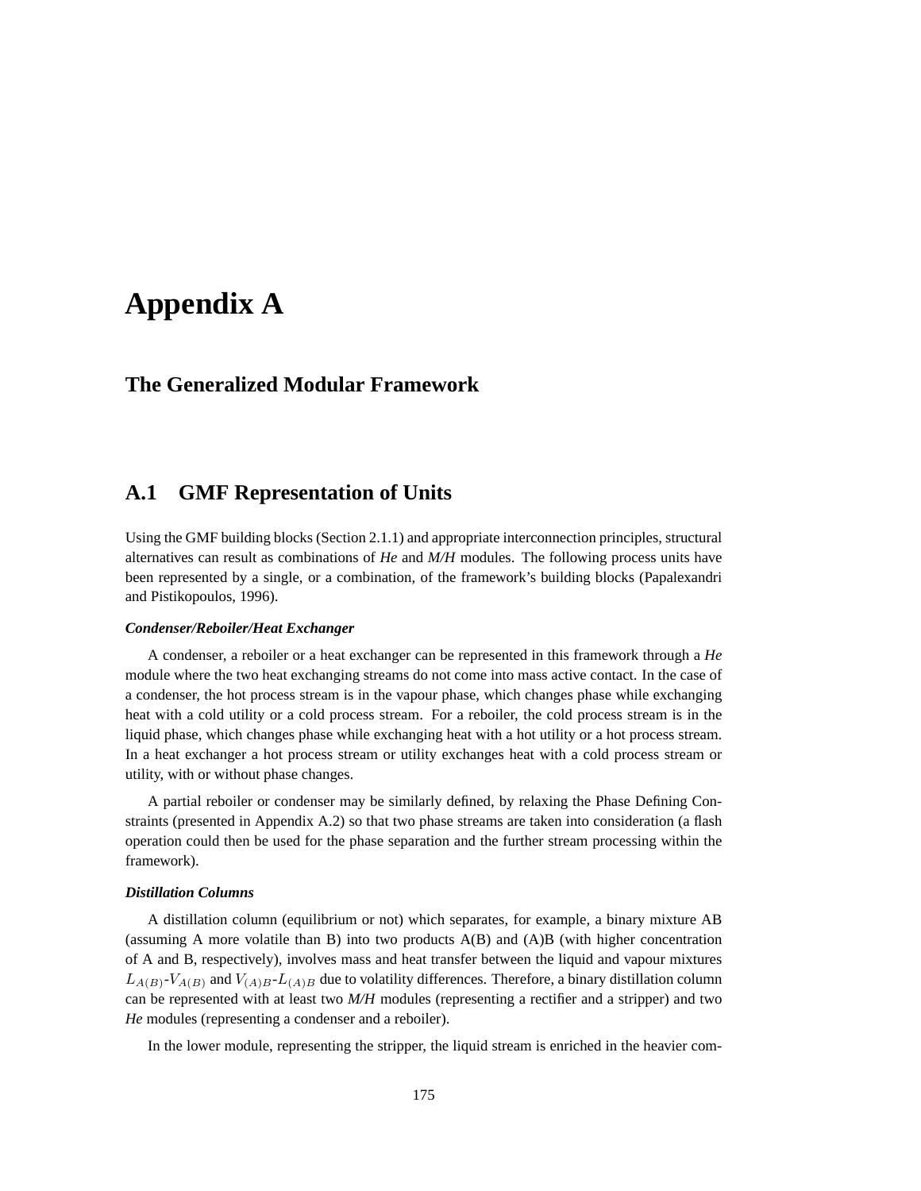# Appendix A

## The Generalized Modular Framework

## A.1 GMF Representation of Units

Using the GMF building blocks (Section 2.1.1) and appropriate interconnection principles, structural alternatives can result as combinations of *He* and *M/H* modules. The following process units have been represented by a single, or a combination, of the framework's building blocks (Papalexandri and Pistikopoulos, 1996).

***Condenser/Reboiler/Heat Exchanger***

A condenser, a reboiler or a heat exchanger can be represented in this framework through a *He* module where the two heat exchanging streams do not come into mass active contact. In the case of a condenser, the hot process stream is in the vapour phase, which changes phase while exchanging heat with a cold utility or a cold process stream. For a reboiler, the cold process stream is in the liquid phase, which changes phase while exchanging heat with a hot utility or a hot process stream. In a heat exchanger a hot process stream or utility exchanges heat with a cold process stream or utility, with or without phase changes.

A partial reboiler or condenser may be similarly defined, by relaxing the Phase Defining Constraints (presented in Appendix A.2) so that two phase streams are taken into consideration (a flash operation could then be used for the phase separation and the further stream processing within the framework).

***Distillation Columns***

A distillation column (equilibrium or not) which separates, for example, a binary mixture AB (assuming A more volatile than B) into two products A(B) and (A)B (with higher concentration of A and B, respectively), involves mass and heat transfer between the liquid and vapour mixtures $L_{A(B)}$-$V_{A(B)}$ and $V_{(A)B}$-$L_{(A)B}$ due to volatility differences. Therefore, a binary distillation column can be represented with at least two *M/H* modules (representing a rectifier and a stripper) and two *He* modules (representing a condenser and a reboiler).

In the lower module, representing the stripper, the liquid stream is enriched in the heavier com-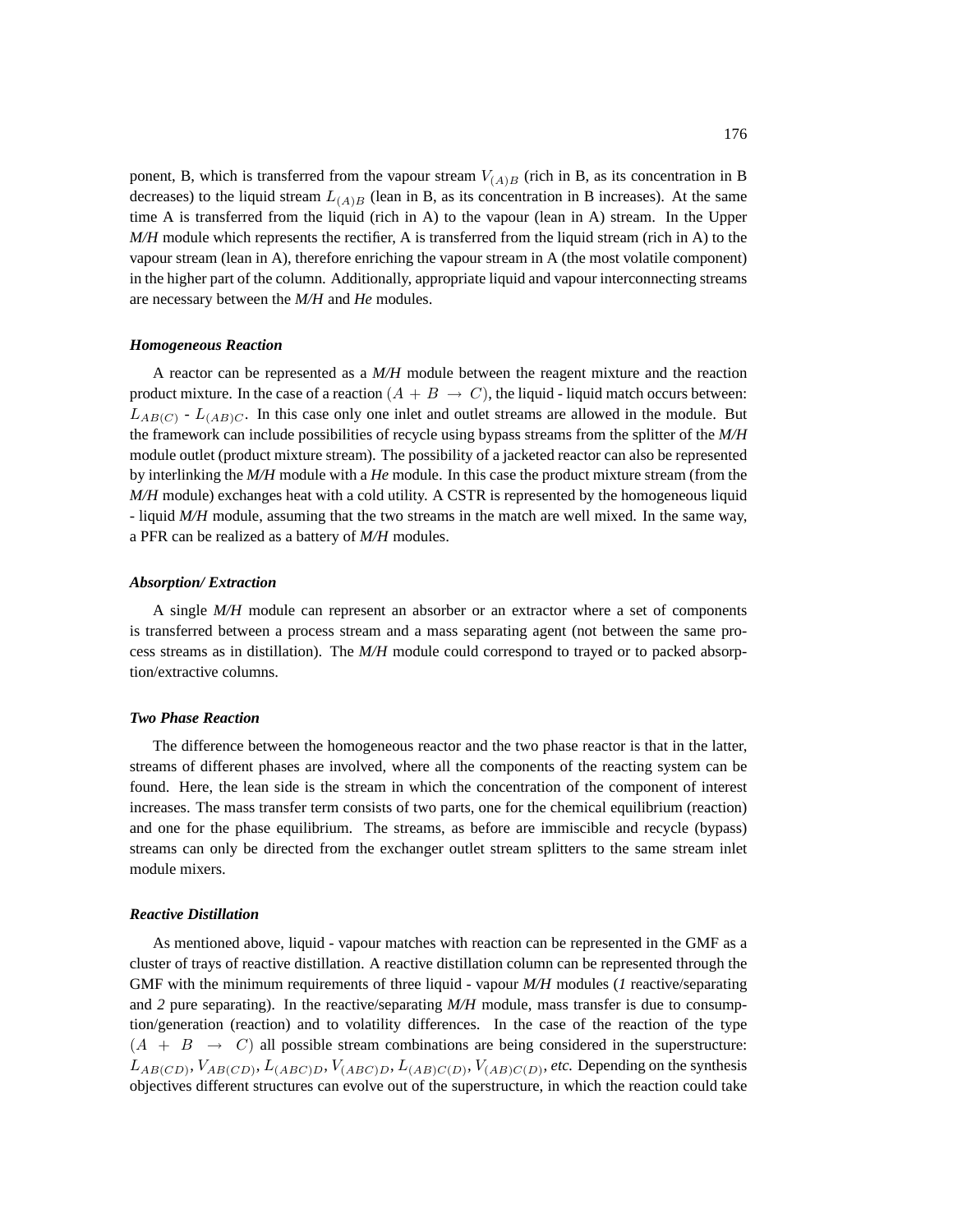ponent, B, which is transferred from the vapour stream $V_{(A)B}$ (rich in B, as its concentration in B decreases) to the liquid stream $L_{(A)B}$ (lean in B, as its concentration in B increases). At the same time A is transferred from the liquid (rich in A) to the vapour (lean in A) stream. In the Upper *M/H* module which represents the rectifier, A is transferred from the liquid stream (rich in A) to the vapour stream (lean in A), therefore enriching the vapour stream in A (the most volatile component) in the higher part of the column. Additionally, appropriate liquid and vapour interconnecting streams are necessary between the *M/H* and *He* modules.

#### *Homogeneous Reaction*

A reactor can be represented as a *M/H* module between the reagent mixture and the reaction product mixture. In the case of a reaction $(A + B \rightarrow C)$, the liquid - liquid match occurs between: $L_{AB(C)}$ - $L_{(AB)C}$. In this case only one inlet and outlet streams are allowed in the module. But the framework can include possibilities of recycle using bypass streams from the splitter of the *M/H* module outlet (product mixture stream). The possibility of a jacketed reactor can also be represented by interlinking the *M/H* module with a *He* module. In this case the product mixture stream (from the *M/H* module) exchanges heat with a cold utility. A CSTR is represented by the homogeneous liquid - liquid *M/H* module, assuming that the two streams in the match are well mixed. In the same way, a PFR can be realized as a battery of *M/H* modules.

#### *Absorption/ Extraction*

A single *M/H* module can represent an absorber or an extractor where a set of components is transferred between a process stream and a mass separating agent (not between the same process streams as in distillation). The *M/H* module could correspond to trayed or to packed absorption/extractive columns.

#### *Two Phase Reaction*

The difference between the homogeneous reactor and the two phase reactor is that in the latter, streams of different phases are involved, where all the components of the reacting system can be found. Here, the lean side is the stream in which the concentration of the component of interest increases. The mass transfer term consists of two parts, one for the chemical equilibrium (reaction) and one for the phase equilibrium. The streams, as before are immiscible and recycle (bypass) streams can only be directed from the exchanger outlet stream splitters to the same stream inlet module mixers.

#### *Reactive Distillation*

As mentioned above, liquid - vapour matches with reaction can be represented in the GMF as a cluster of trays of reactive distillation. A reactive distillation column can be represented through the GMF with the minimum requirements of three liquid - vapour *M/H* modules (*1* reactive/separating and *2* pure separating). In the reactive/separating *M/H* module, mass transfer is due to consumption/generation (reaction) and to volatility differences. In the case of the reaction of the type $(A + B \rightarrow C)$ all possible stream combinations are being considered in the superstructure: $L_{AB(CD)}$, $V_{AB(CD)}$, $L_{(ABC)D}$, $V_{(ABC)D}$, $L_{(AB)C(D)}$, $V_{(AB)C(D)}$, *etc.* Depending on the synthesis objectives different structures can evolve out of the superstructure, in which the reaction could take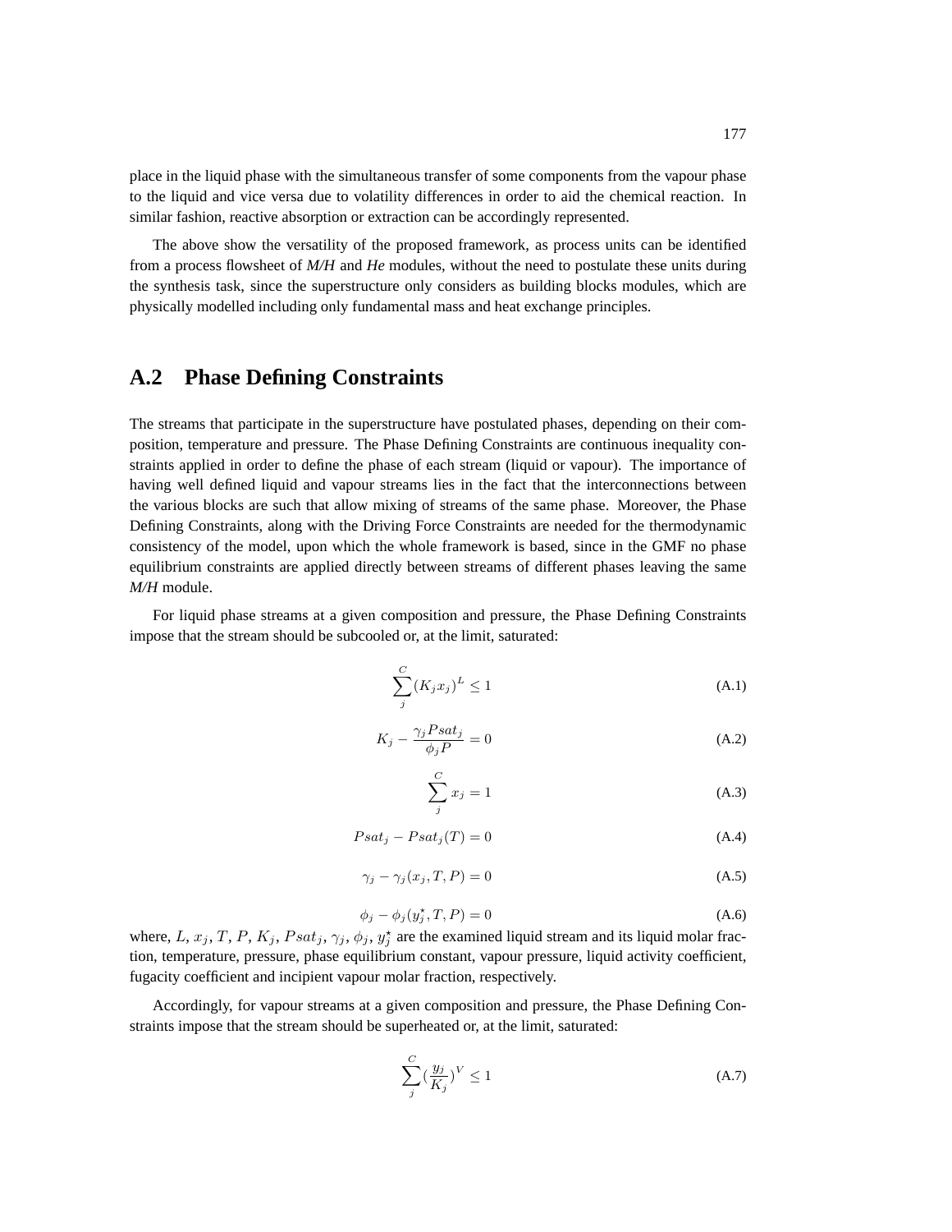place in the liquid phase with the simultaneous transfer of some components from the vapour phase to the liquid and vice versa due to volatility differences in order to aid the chemical reaction. In similar fashion, reactive absorption or extraction can be accordingly represented.

The above show the versatility of the proposed framework, as process units can be identified from a process flowsheet of *M/H* and *He* modules, without the need to postulate these units during the synthesis task, since the superstructure only considers as building blocks modules, which are physically modelled including only fundamental mass and heat exchange principles.

## A.2 Phase Defining Constraints

The streams that participate in the superstructure have postulated phases, depending on their composition, temperature and pressure. The Phase Defining Constraints are continuous inequality constraints applied in order to define the phase of each stream (liquid or vapour). The importance of having well defined liquid and vapour streams lies in the fact that the interconnections between the various blocks are such that allow mixing of streams of the same phase. Moreover, the Phase Defining Constraints, along with the Driving Force Constraints are needed for the thermodynamic consistency of the model, upon which the whole framework is based, since in the GMF no phase equilibrium constraints are applied directly between streams of different phases leaving the same *M/H* module.

For liquid phase streams at a given composition and pressure, the Phase Defining Constraints impose that the stream should be subcooled or, at the limit, saturated:

$$\sum_{j}^{C} (K_j x_j)^L \leq 1 \tag{A.1}$$

$$K_j - \frac{\gamma_j Psat_j}{\phi_j P} = 0 \tag{A.2}$$

$$\sum_{j}^{C} x_j = 1 \tag{A.3}$$

$$Psat_j - Psat_j(T) = 0 \tag{A.4}$$

$$\gamma_j - \gamma_j(x_j, T, P) = 0 \tag{A.5}$$

$$\phi_j - \phi_j(y_j^{\star}, T, P) = 0 \tag{A.6}$$

where, $L$, $x_j$, $T$, $P$, $K_j$, $Psat_j$, $\gamma_j$, $\phi_j$, $y_j^{\star}$ are the examined liquid stream and its liquid molar fraction, temperature, pressure, phase equilibrium constant, vapour pressure, liquid activity coefficient, fugacity coefficient and incipient vapour molar fraction, respectively.

Accordingly, for vapour streams at a given composition and pressure, the Phase Defining Constraints impose that the stream should be superheated or, at the limit, saturated:

$$\sum_{j}^{C} (\frac{y_j}{K_j})^V \leq 1 \tag{A.7}$$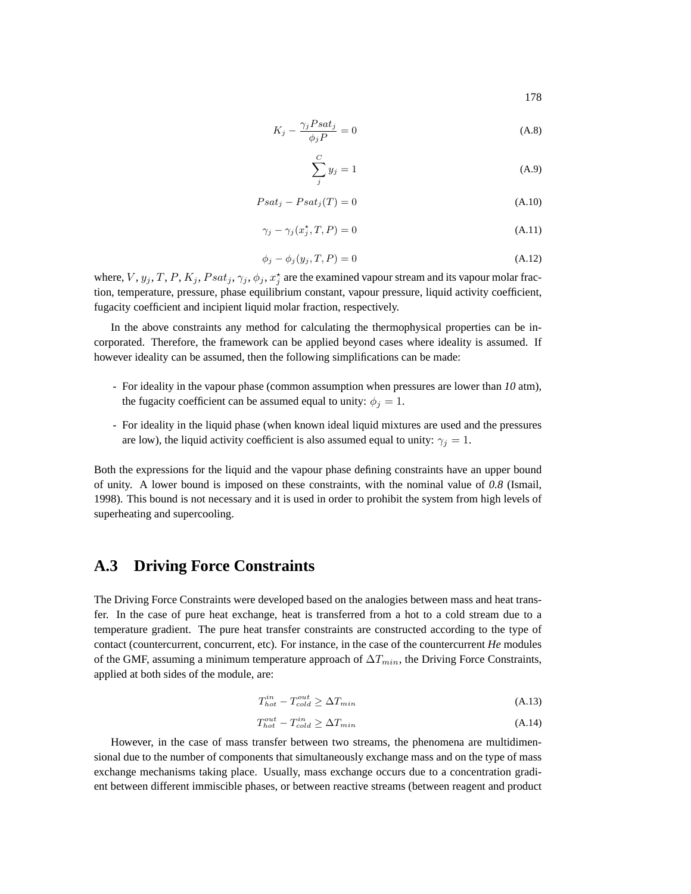$$K_j - \frac{\gamma_j Psat_j}{\phi_j P} = 0 \tag{A.8}$$

$$\sum_{j}^{C} y_j = 1 \tag{A.9}$$

$$Psat_j - Psat_j(T) = 0 \tag{A.10}$$

$$\gamma_j - \gamma_j(x_j^\star, T, P) = 0 \tag{A.11}$$

$$\phi_j - \phi_j(y_j, T, P) = 0 \tag{A.12}$$

where, $V$, $y_j$, $T$, $P$, $K_j$, $Psat_j$, $\gamma_j$, $\phi_j$, $x_j^\star$ are the examined vapour stream and its vapour molar fraction, temperature, pressure, phase equilibrium constant, vapour pressure, liquid activity coefficient, fugacity coefficient and incipient liquid molar fraction, respectively.

In the above constraints any method for calculating the thermophysical properties can be incorporated. Therefore, the framework can be applied beyond cases where ideality is assumed. If however ideality can be assumed, then the following simplifications can be made:

- For ideality in the vapour phase (common assumption when pressures are lower than *10* atm), the fugacity coefficient can be assumed equal to unity: $\phi_j = 1$.
- For ideality in the liquid phase (when known ideal liquid mixtures are used and the pressures are low), the liquid activity coefficient is also assumed equal to unity: $\gamma_j = 1$.

Both the expressions for the liquid and the vapour phase defining constraints have an upper bound of unity. A lower bound is imposed on these constraints, with the nominal value of *0.8* (Ismail, 1998). This bound is not necessary and it is used in order to prohibit the system from high levels of superheating and supercooling.

## A.3 Driving Force Constraints

The Driving Force Constraints were developed based on the analogies between mass and heat transfer. In the case of pure heat exchange, heat is transferred from a hot to a cold stream due to a temperature gradient. The pure heat transfer constraints are constructed according to the type of contact (countercurrent, concurrent, etc). For instance, in the case of the countercurrent *He* modules of the GMF, assuming a minimum temperature approach of $\Delta T_{min}$, the Driving Force Constraints, applied at both sides of the module, are:

$$T_{hot}^{in} - T_{cold}^{out} \geq \Delta T_{min} \tag{A.13}$$

$$T_{hot}^{out} - T_{cold}^{in} \geq \Delta T_{min} \tag{A.14}$$

However, in the case of mass transfer between two streams, the phenomena are multidimensional due to the number of components that simultaneously exchange mass and on the type of mass exchange mechanisms taking place. Usually, mass exchange occurs due to a concentration gradient between different immiscible phases, or between reactive streams (between reagent and product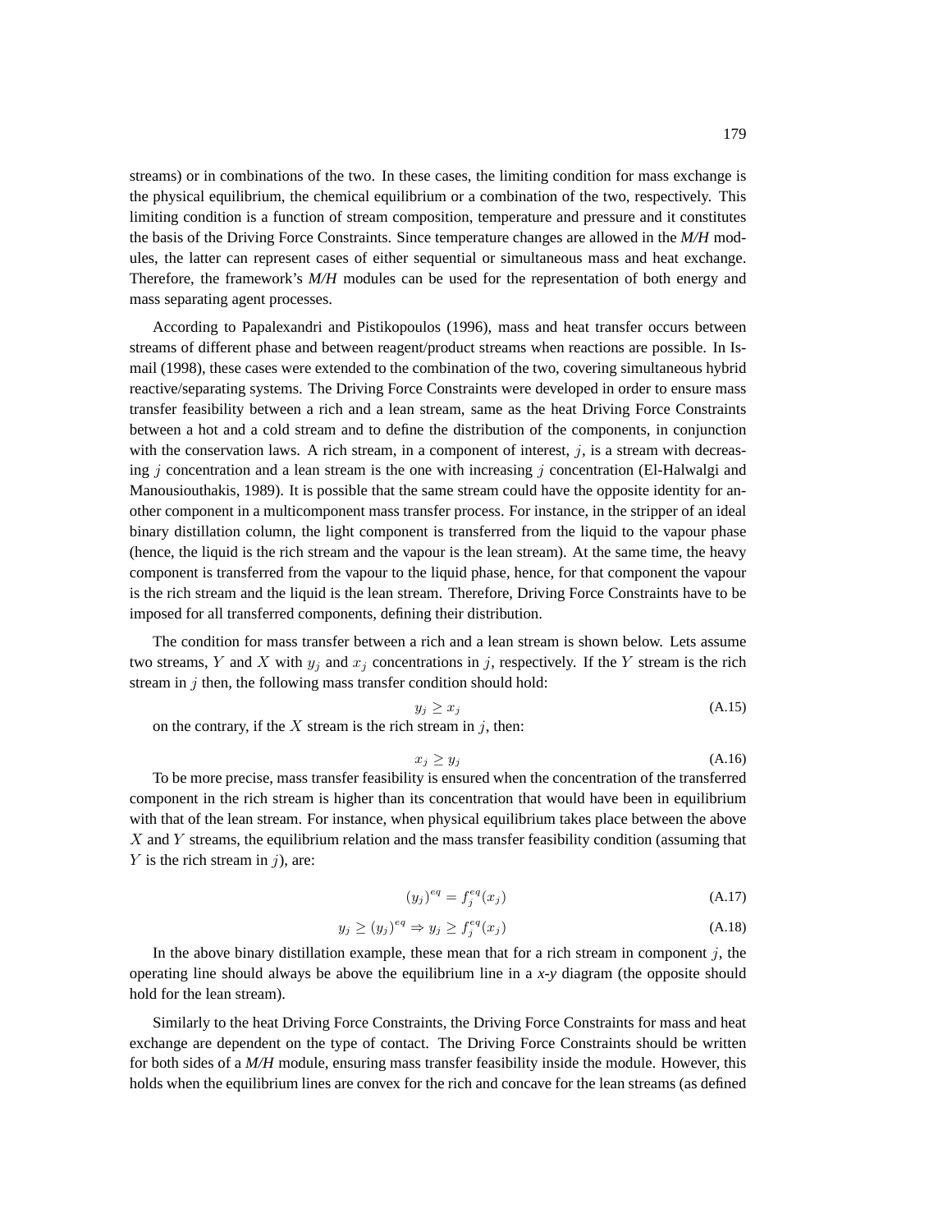streams) or in combinations of the two. In these cases, the limiting condition for mass exchange is the physical equilibrium, the chemical equilibrium or a combination of the two, respectively. This limiting condition is a function of stream composition, temperature and pressure and it constitutes the basis of the Driving Force Constraints. Since temperature changes are allowed in the *M/H* modules, the latter can represent cases of either sequential or simultaneous mass and heat exchange. Therefore, the framework's *M/H* modules can be used for the representation of both energy and mass separating agent processes.

According to Papalexandri and Pistikopoulos (1996), mass and heat transfer occurs between streams of different phase and between reagent/product streams when reactions are possible. In Ismail (1998), these cases were extended to the combination of the two, covering simultaneous hybrid reactive/separating systems. The Driving Force Constraints were developed in order to ensure mass transfer feasibility between a rich and a lean stream, same as the heat Driving Force Constraints between a hot and a cold stream and to define the distribution of the components, in conjunction with the conservation laws. A rich stream, in a component of interest, $j$, is a stream with decreasing $j$ concentration and a lean stream is the one with increasing $j$ concentration (El-Halwalgi and Manousiouthakis, 1989). It is possible that the same stream could have the opposite identity for another component in a multicomponent mass transfer process. For instance, in the stripper of an ideal binary distillation column, the light component is transferred from the liquid to the vapour phase (hence, the liquid is the rich stream and the vapour is the lean stream). At the same time, the heavy component is transferred from the vapour to the liquid phase, hence, for that component the vapour is the rich stream and the liquid is the lean stream. Therefore, Driving Force Constraints have to be imposed for all transferred components, defining their distribution.

The condition for mass transfer between a rich and a lean stream is shown below. Lets assume two streams, $Y$ and $X$ with $y_j$ and $x_j$ concentrations in $j$, respectively. If the $Y$ stream is the rich stream in $j$ then, the following mass transfer condition should hold:

$$y_j \geq x_j \tag{A.15}$$

on the contrary, if the $X$ stream is the rich stream in $j$, then:

$$x_j \geq y_j \tag{A.16}$$

To be more precise, mass transfer feasibility is ensured when the concentration of the transferred component in the rich stream is higher than its concentration that would have been in equilibrium with that of the lean stream. For instance, when physical equilibrium takes place between the above $X$ and $Y$ streams, the equilibrium relation and the mass transfer feasibility condition (assuming that $Y$ is the rich stream in $j$), are:

$$(y_j)^{eq} = f_j^{eq}(x_j) \tag{A.17}$$

$$y_j \geq (y_j)^{eq} \Rightarrow y_j \geq f_j^{eq}(x_j) \tag{A.18}$$

In the above binary distillation example, these mean that for a rich stream in component $j$, the operating line should always be above the equilibrium line in a *x-y* diagram (the opposite should hold for the lean stream).

Similarly to the heat Driving Force Constraints, the Driving Force Constraints for mass and heat exchange are dependent on the type of contact. The Driving Force Constraints should be written for both sides of a *M/H* module, ensuring mass transfer feasibility inside the module. However, this holds when the equilibrium lines are convex for the rich and concave for the lean streams (as defined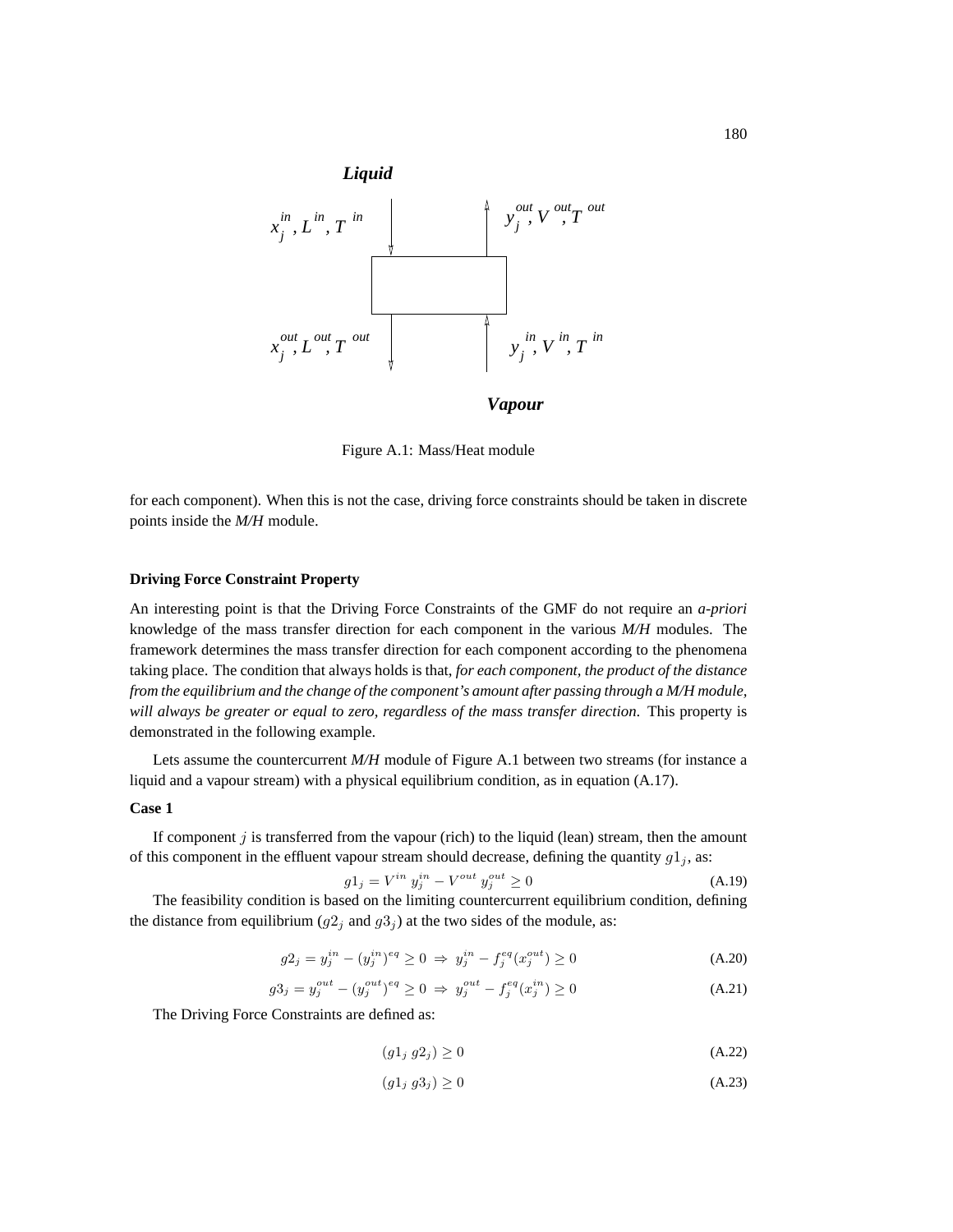Figure A.1: Mass/Heat module

for each component). When this is not the case, driving force constraints should be taken in discrete points inside the *M/H* module.

#### Driving Force Constraint Property

An interesting point is that the Driving Force Constraints of the GMF do not require an *a-priori* knowledge of the mass transfer direction for each component in the various *M/H* modules. The framework determines the mass transfer direction for each component according to the phenomena taking place. The condition that always holds is that, *for each component, the product of the distance from the equilibrium and the change of the component's amount after passing through a M/H module, will always be greater or equal to zero, regardless of the mass transfer direction*. This property is demonstrated in the following example.

Lets assume the countercurrent *M/H* module of Figure A.1 between two streams (for instance a liquid and a vapour stream) with a physical equilibrium condition, as in equation (A.17).

#### Case 1

If component $j$ is transferred from the vapour (rich) to the liquid (lean) stream, then the amount of this component in the effluent vapour stream should decrease, defining the quantity $g1_j$, as:

$$g1_j = V^{in}\, y_j^{in} - V^{out}\, y_j^{out} \geq 0 \tag{A.19}$$

The feasibility condition is based on the limiting countercurrent equilibrium condition, defining the distance from equilibrium ($g2_j$ and $g3_j$) at the two sides of the module, as:

$$g2_j = y_j^{in} - (y_j^{in})^{eq} \geq 0 \;\Rightarrow\; y_j^{in} - f_j^{eq}(x_j^{out}) \geq 0 \tag{A.20}$$

$$g3_j = y_j^{out} - (y_j^{out})^{eq} \geq 0 \;\Rightarrow\; y_j^{out} - f_j^{eq}(x_j^{in}) \geq 0 \tag{A.21}$$

The Driving Force Constraints are defined as:

$$(g1_j\; g2_j) \geq 0 \tag{A.22}$$

$$(g1_j\; g3_j) \geq 0 \tag{A.23}$$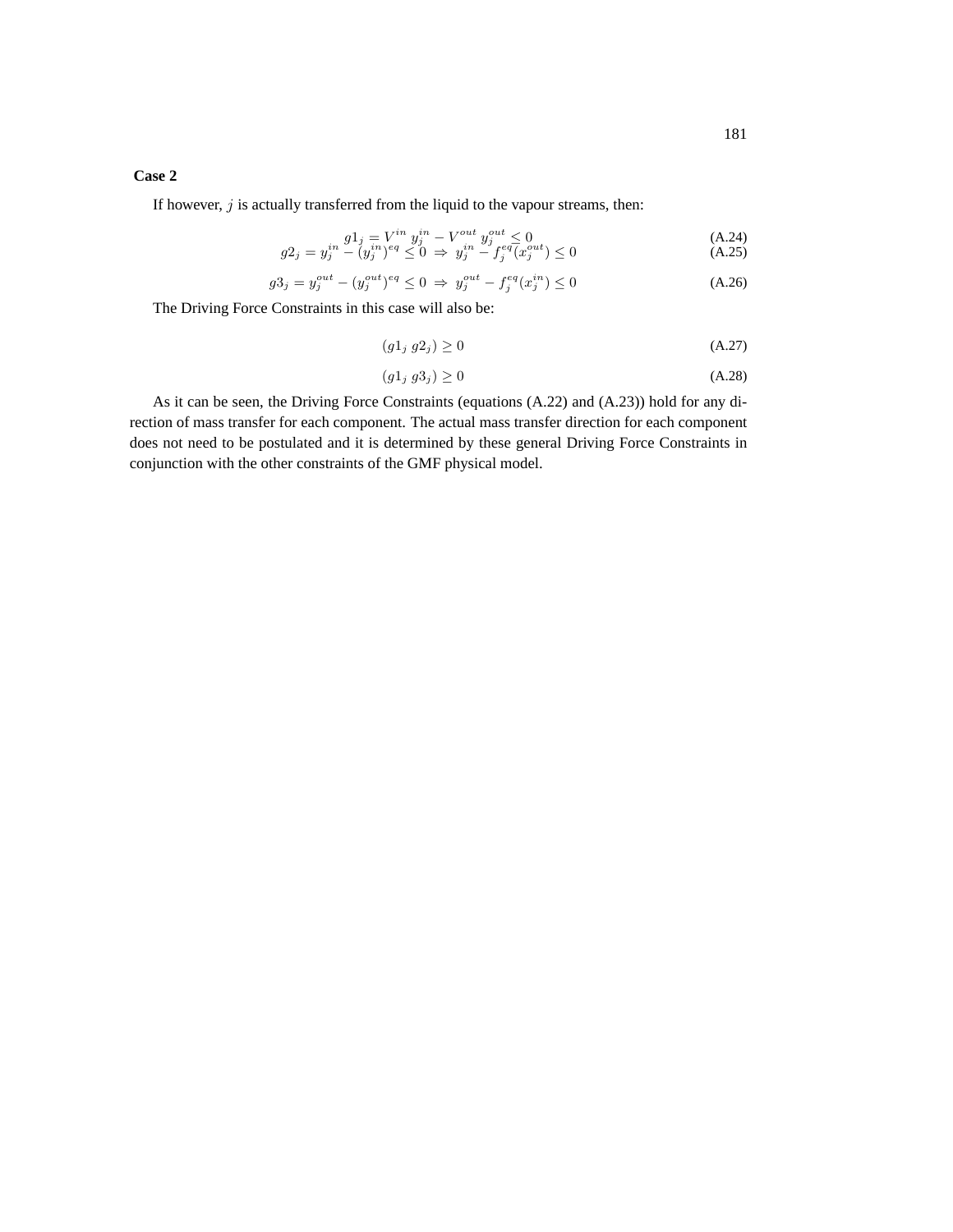**Case 2**

If however, $j$ is actually transferred from the liquid to the vapour streams, then:

$$g1_j = V^{in}\, y_j^{in} - V^{out}\, y_j^{out} \leq 0 \tag{A.24}$$

$$g2_j = y_j^{in} - (y_j^{in})^{eq} \leq 0 \;\Rightarrow\; y_j^{in} - f_j^{eq}(x_j^{out}) \leq 0 \tag{A.25}$$

$$g3_j = y_j^{out} - (y_j^{out})^{eq} \leq 0 \;\Rightarrow\; y_j^{out} - f_j^{eq}(x_j^{in}) \leq 0 \tag{A.26}$$

The Driving Force Constraints in this case will also be:

$$(g1_j\; g2_j) \geq 0 \tag{A.27}$$

$$(g1_j\; g3_j) \geq 0 \tag{A.28}$$

As it can be seen, the Driving Force Constraints (equations (A.22) and (A.23)) hold for any direction of mass transfer for each component. The actual mass transfer direction for each component does not need to be postulated and it is determined by these general Driving Force Constraints in conjunction with the other constraints of the GMF physical model.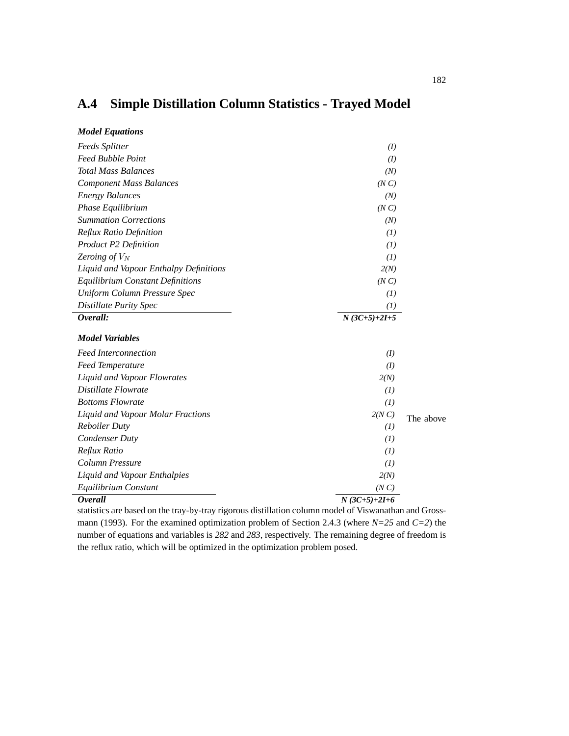## A.4 Simple Distillation Column Statistics - Trayed Model

| ***Model Equations*** | |
|---|---|
| *Feeds Splitter* | *(I)* |
| *Feed Bubble Point* | *(I)* |
| *Total Mass Balances* | *(N)* |
| *Component Mass Balances* | *(N C)* |
| *Energy Balances* | *(N)* |
| *Phase Equilibrium* | *(N C)* |
| *Summation Corrections* | *(N)* |
| *Reflux Ratio Definition* | *(1)* |
| *Product P2 Definition* | *(1)* |
| *Zeroing of $V_N$* | *(1)* |
| *Liquid and Vapour Enthalpy Definitions* | *2(N)* |
| *Equilibrium Constant Definitions* | *(N C)* |
| *Uniform Column Pressure Spec* | *(1)* |
| *Distillate Purity Spec* | *(1)* |
| ***Overall:*** | ***N (3C+5)+2I+5*** |

| ***Model Variables*** | |
|---|---|
| *Feed Interconnection* | *(I)* |
| *Feed Temperature* | *(I)* |
| *Liquid and Vapour Flowrates* | *2(N)* |
| *Distillate Flowrate* | *(1)* |
| *Bottoms Flowrate* | *(1)* |
| *Liquid and Vapour Molar Fractions* | *2(N C)* |
| *Reboiler Duty* | *(1)* |
| *Condenser Duty* | *(1)* |
| *Reflux Ratio* | *(1)* |
| *Column Pressure* | *(1)* |
| *Liquid and Vapour Enthalpies* | *2(N)* |
| *Equilibrium Constant* | *(N C)* |
| ***Overall*** | ***N (3C+5)+2I+6*** |

The above statistics are based on the tray-by-tray rigorous distillation column model of Viswanathan and Grossmann (1993). For the examined optimization problem of Section 2.4.3 (where *N=25* and *C=2*) the number of equations and variables is *282* and *283*, respectively. The remaining degree of freedom is the reflux ratio, which will be optimized in the optimization problem posed.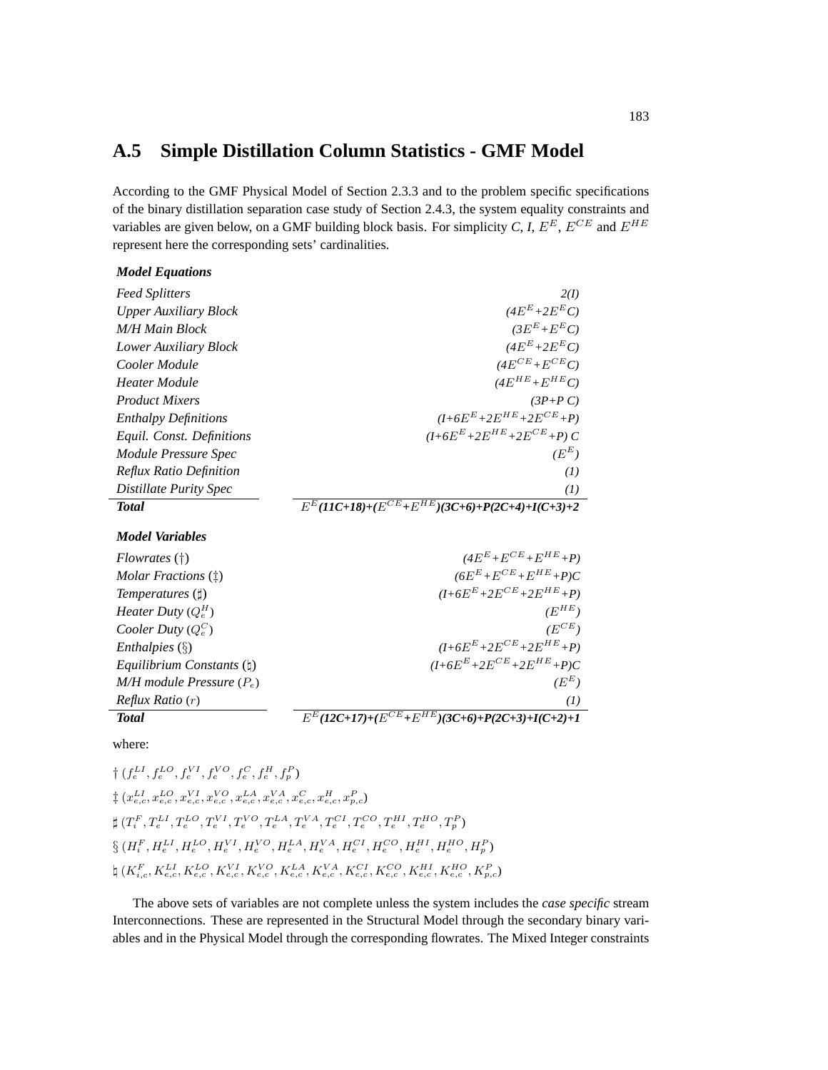## A.5 Simple Distillation Column Statistics - GMF Model

According to the GMF Physical Model of Section 2.3.3 and to the problem specific specifications of the binary distillation separation case study of Section 2.4.3, the system equality constraints and variables are given below, on a GMF building block basis. For simplicity *C*, *I*, $E^E$, $E^{CE}$ and $E^{HE}$ represent here the corresponding sets' cardinalities.

| ***Model Equations*** | |
|---|---|
| *Feed Splitters* | *2(I)* |
| *Upper Auxiliary Block* | $(4E^E+2E^EC)$ |
| *M/H Main Block* | $(3E^E+E^EC)$ |
| *Lower Auxiliary Block* | $(4E^E+2E^EC)$ |
| *Cooler Module* | $(4E^{CE}+E^{CE}C)$ |
| *Heater Module* | $(4E^{HE}+E^{HE}C)$ |
| *Product Mixers* | $(3P+P\,C)$ |
| *Enthalpy Definitions* | $(I+6E^E+2E^{HE}+2E^{CE}+P)$ |
| *Equil. Const. Definitions* | $(I+6E^E+2E^{HE}+2E^{CE}+P)\,C$ |
| *Module Pressure Spec* | $(E^E)$ |
| *Reflux Ratio Definition* | *(1)* |
| *Distillate Purity Spec* | *(1)* |
| ***Total*** | $E^E(11C+18)+(E^{CE}+E^{HE})(3C+6)+P(2C+4)+I(C+3)+2$ |

| ***Model Variables*** | |
|---|---|
| *Flowrates* (†) | $(4E^E+E^{CE}+E^{HE}+P)$ |
| *Molar Fractions* (‡) | $(6E^E+E^{CE}+E^{HE}+P)C$ |
| *Temperatures* (♯) | $(I+6E^E+2E^{CE}+2E^{HE}+P)$ |
| *Heater Duty* ($Q_e^H$) | $(E^{HE})$ |
| *Cooler Duty* ($Q_e^C$) | $(E^{CE})$ |
| *Enthalpies* (§) | $(I+6E^E+2E^{CE}+2E^{HE}+P)$ |
| *Equilibrium Constants* (♮) | $(I+6E^E+2E^{CE}+2E^{HE}+P)C$ |
| *M/H module Pressure* ($P_e$) | $(E^E)$ |
| *Reflux Ratio* ($r$) | *(1)* |
| ***Total*** | $E^E(12C+17)+(E^{CE}+E^{HE})(3C+6)+P(2C+3)+I(C+2)+1$ |

where:

† $(f_e^{LI}, f_e^{LO}, f_e^{VI}, f_e^{VO}, f_e^C, f_e^H, f_p^P)$

‡ $(x_{e,c}^{LI}, x_{e,c}^{LO}, x_{e,c}^{VI}, x_{e,c}^{VO}, x_{e,c}^{LA}, x_{e,c}^{VA}, x_{e,c}^C, x_{e,c}^H, x_{p,c}^P)$

♯ $(T_i^F, T_e^{LI}, T_e^{LO}, T_e^{VI}, T_e^{VO}, T_e^{LA}, T_e^{VA}, T_e^{CI}, T_e^{CO}, T_e^{HI}, T_e^{HO}, T_p^P)$

§ $(H_i^F, H_e^{LI}, H_e^{LO}, H_e^{VI}, H_e^{VO}, H_e^{LA}, H_e^{VA}, H_e^{CI}, H_e^{CO}, H_e^{HI}, H_e^{HO}, H_p^P)$

♮ $(K_{i,c}^F, K_{e,c}^{LI}, K_{e,c}^{LO}, K_{e,c}^{VI}, K_{e,c}^{VO}, K_{e,c}^{LA}, K_{e,c}^{VA}, K_{e,c}^{CI}, K_{e,c}^{CO}, K_{e,c}^{HI}, K_{e,c}^{HO}, K_{p,c}^P)$

The above sets of variables are not complete unless the system includes the *case specific* stream Interconnections. These are represented in the Structural Model through the secondary binary variables and in the Physical Model through the corresponding flowrates. The Mixed Integer constraints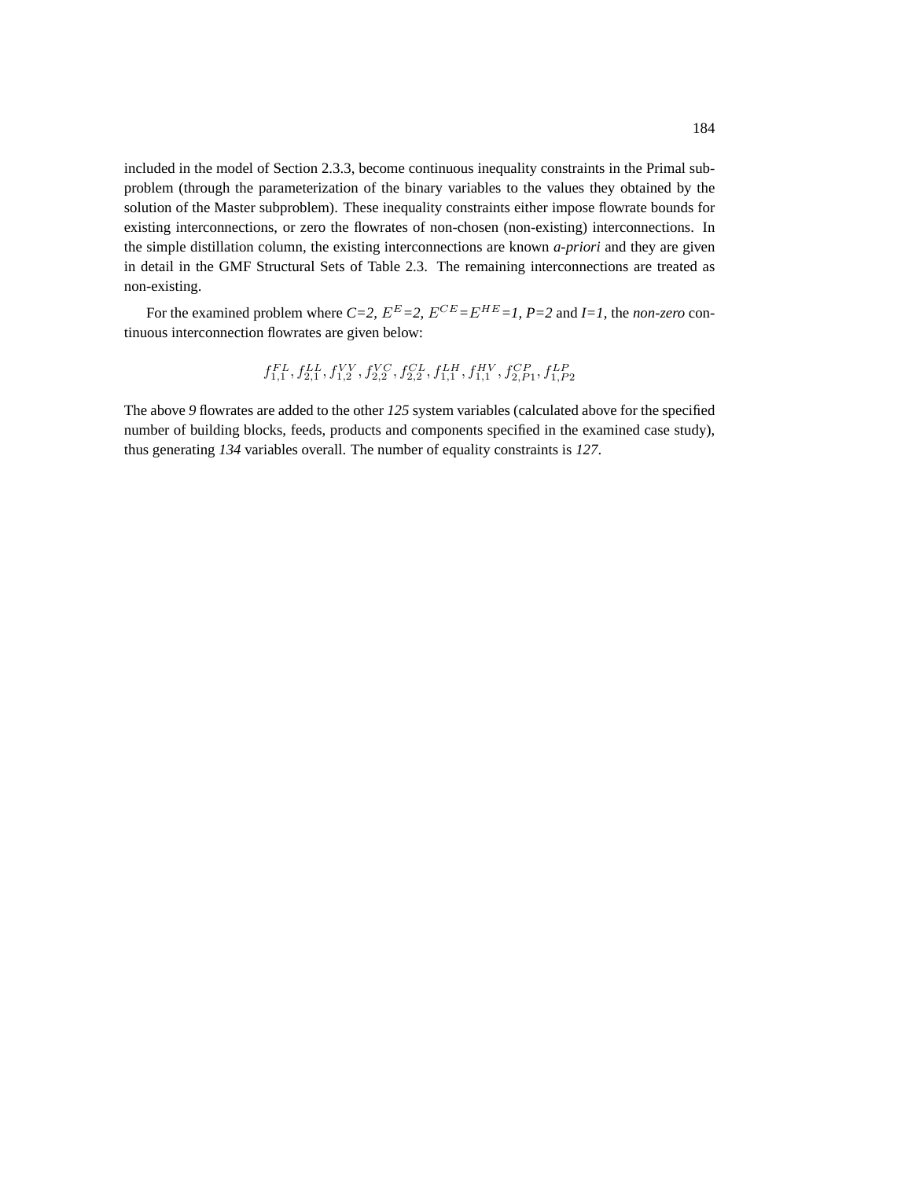included in the model of Section 2.3.3, become continuous inequality constraints in the Primal subproblem (through the parameterization of the binary variables to the values they obtained by the solution of the Master subproblem). These inequality constraints either impose flowrate bounds for existing interconnections, or zero the flowrates of non-chosen (non-existing) interconnections. In the simple distillation column, the existing interconnections are known *a-priori* and they are given in detail in the GMF Structural Sets of Table 2.3. The remaining interconnections are treated as non-existing.

For the examined problem where $C=2$, $E^{E}=2$, $E^{CE}=E^{HE}=1$, $P=2$ and $I=1$, the *non-zero* continuous interconnection flowrates are given below:

$$f_{1,1}^{FL}, f_{2,1}^{LL}, f_{1,2}^{VV}, f_{2,2}^{VC}, f_{2,2}^{CL}, f_{1,1}^{LH}, f_{1,1}^{HV}, f_{2,P1}^{CP}, f_{1,P2}^{LP}$$

The above *9* flowrates are added to the other *125* system variables (calculated above for the specified number of building blocks, feeds, products and components specified in the examined case study), thus generating *134* variables overall. The number of equality constraints is *127*.